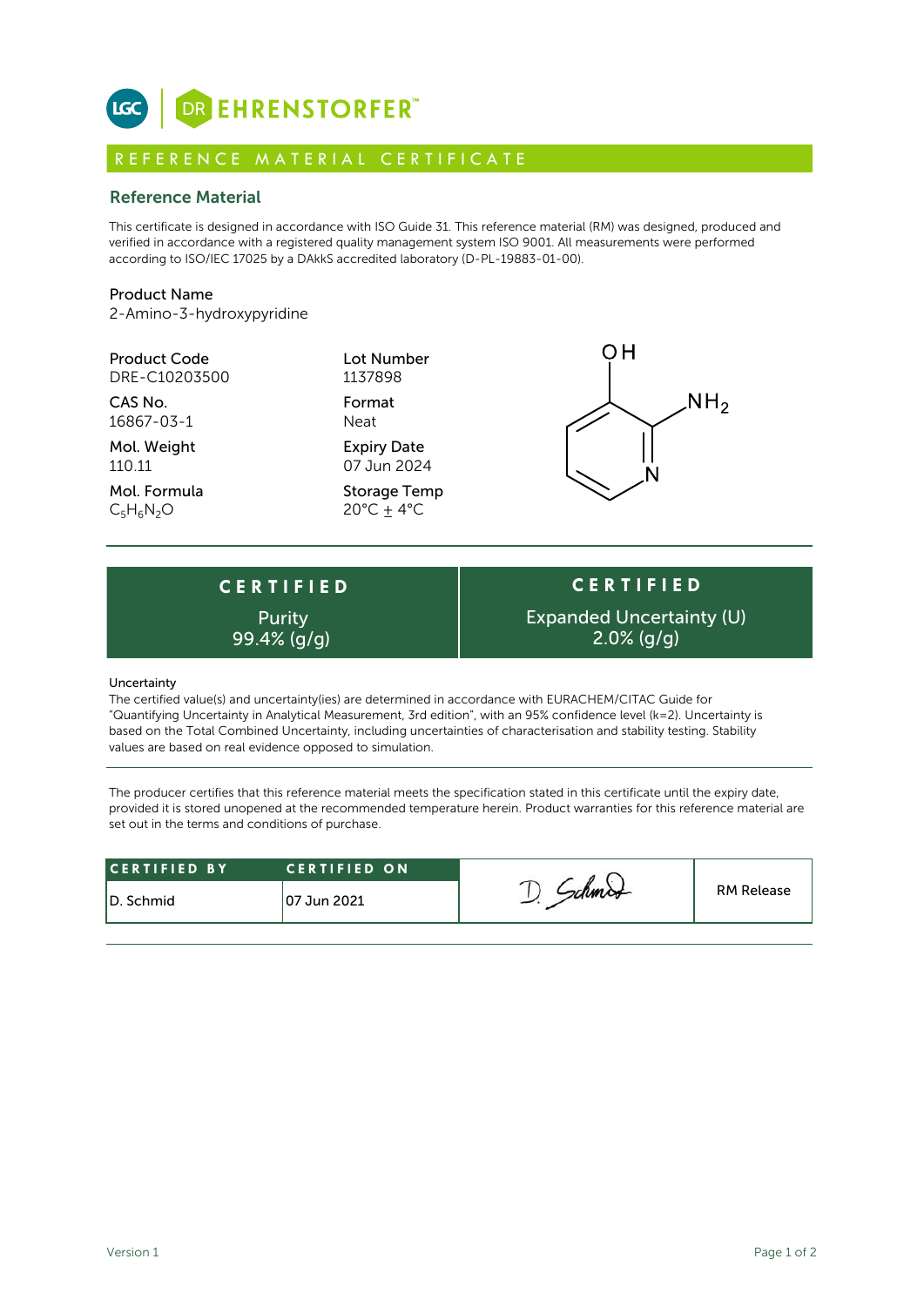# REFERENCE MATERIAL CERTIFICATE

## Reference Material

This certificate is designed in accordance with ISO Guide 31. This reference material (RM) was designed, produced and verified in accordance with a registered quality management system ISO 9001. All measurements were performed according to ISO/IEC 17025 by a DAkkS accredited laboratory (D-PL-19883-01-00).

**Product Name**
2-Amino-3-hydroxypyridine

| | |
|---|---|
| **Product Code** DRE-C10203500 | **Lot Number** 1137898 |
| **CAS No.** 16867-03-1 | **Format** Neat |
| **Mol. Weight** 110.11 | **Expiry Date** 07 Jun 2024 |
| **Mol. Formula** $C_5H_6N_2O$ | **Storage Temp** 20°C ± 4°C |

| CERTIFIED | CERTIFIED |
|---|---|
| Purity 99.4% (g/g) | Expanded Uncertainty (U) 2.0% (g/g) |

**Uncertainty**
The certified value(s) and uncertainty(ies) are determined in accordance with EURACHEM/CITAC Guide for "Quantifying Uncertainty in Analytical Measurement, 3rd edition", with an 95% confidence level (k=2). Uncertainty is based on the Total Combined Uncertainty, including uncertainties of characterisation and stability testing. Stability values are based on real evidence opposed to simulation.

The producer certifies that this reference material meets the specification stated in this certificate until the expiry date, provided it is stored unopened at the recommended temperature herein. Product warranties for this reference material are set out in the terms and conditions of purchase.

| CERTIFIED BY | CERTIFIED ON | | |
|---|---|---|---|
| D. Schmid | 07 Jun 2021 | D. Schmid | RM Release |

Version 1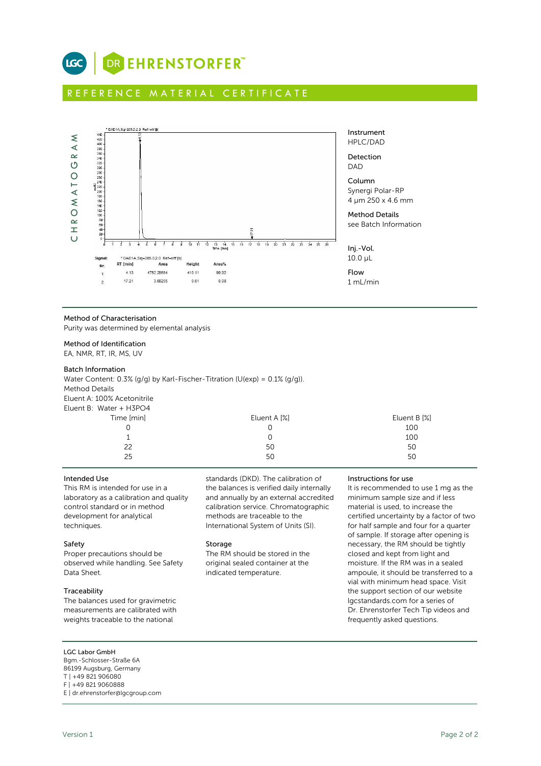# REFERENCE MATERIAL CERTIFICATE

## CHROMATOGRAM

*DAD1A,Sig=205.0,2.0 Ref=off [b]

mAU

4.13

17.21

Time [min]

Signal: *DAD1A,Sig=205.0,2.0 Ref=off [b]

| Nr. | RT [min] | Area | Height | Area% |
|---|---|---|---|---|
| 1 | 4.13 | 4752.28684 | 410.11 | 99.92 |
| 2 | 17.21 | 3.68255 | 0.61 | 0.08 |

Instrument
HPLC/DAD

Detection
DAD

Column
Synergi Polar-RP
4 µm 250 x 4.6 mm

Method Details
see Batch Information

Inj.-Vol.
10.0 µL

Flow
1 mL/min

### Method of Characterisation

Purity was determined by elemental analysis

### Method of Identification

EA, NMR, RT, IR, MS, UV

### Batch Information

Water Content: 0.3% (g/g) by Karl-Fischer-Titration (U(exp) = 0.1% (g/g)).
Method Details
Eluent A: 100% Acetonitrile
Eluent B: Water + $H_3PO_4$

| Time [min] | Eluent A [%] | Eluent B [%] |
|---|---|---|
| 0 | 0 | 100 |
| 1 | 0 | 100 |
| 22 | 50 | 50 |
| 25 | 50 | 50 |

### Intended Use

This RM is intended for use in a laboratory as a calibration and quality control standard or in method development for analytical techniques.

### Safety

Proper precautions should be observed while handling. See Safety Data Sheet.

### Traceability

The balances used for gravimetric measurements are calibrated with weights traceable to the national standards (DKD). The calibration of the balances is verified daily internally and annually by an external accredited calibration service. Chromatographic methods are traceable to the International System of Units (SI).

### Storage

The RM should be stored in the original sealed container at the indicated temperature.

### Instructions for use

It is recommended to use 1 mg as the minimum sample size and if less material is used, to increase the certified uncertainty by a factor of two for half sample and four for a quarter of sample. If storage after opening is necessary, the RM should be tightly closed and kept from light and moisture. If the RM was in a sealed ampoule, it should be transferred to a vial with minimum head space. Visit the support section of our website lgcstandards.com for a series of Dr. Ehrenstorfer Tech Tip videos and frequently asked questions.

LGC Labor GmbH
Bgm.-Schlosser-Straße 6A
86199 Augsburg, Germany
T | +49 821 906080
F | +49 821 9060888
E | dr.ehrenstorfer@lgcgroup.com

Version 1